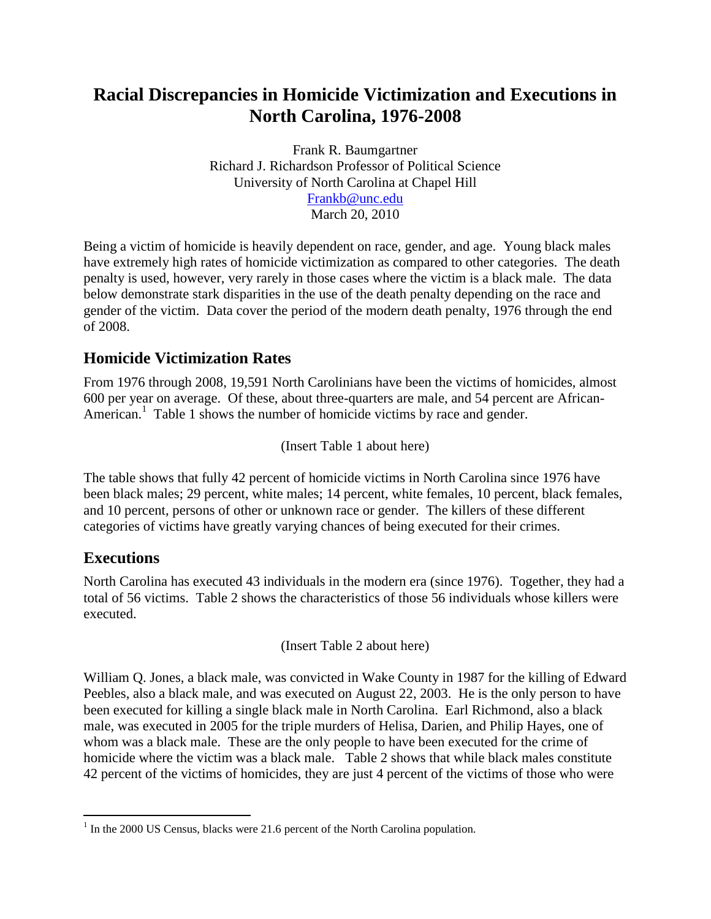# Racial Discrepancies in Homicide Victimization and Executions in North Carolina, 1976-2008

Frank R. Baumgartner
Richard J. Richardson Professor of Political Science
University of North Carolina at Chapel Hill
Frankb@unc.edu
March 20, 2010

Being a victim of homicide is heavily dependent on race, gender, and age. Young black males have extremely high rates of homicide victimization as compared to other categories. The death penalty is used, however, very rarely in those cases where the victim is a black male. The data below demonstrate stark disparities in the use of the death penalty depending on the race and gender of the victim. Data cover the period of the modern death penalty, 1976 through the end of 2008.

## Homicide Victimization Rates

From 1976 through 2008, 19,591 North Carolinians have been the victims of homicides, almost 600 per year on average. Of these, about three-quarters are male, and 54 percent are African-American.[1] Table 1 shows the number of homicide victims by race and gender.

(Insert Table 1 about here)

The table shows that fully 42 percent of homicide victims in North Carolina since 1976 have been black males; 29 percent, white males; 14 percent, white females, 10 percent, black females, and 10 percent, persons of other or unknown race or gender. The killers of these different categories of victims have greatly varying chances of being executed for their crimes.

## Executions

North Carolina has executed 43 individuals in the modern era (since 1976). Together, they had a total of 56 victims. Table 2 shows the characteristics of those 56 individuals whose killers were executed.

(Insert Table 2 about here)

William Q. Jones, a black male, was convicted in Wake County in 1987 for the killing of Edward Peebles, also a black male, and was executed on August 22, 2003. He is the only person to have been executed for killing a single black male in North Carolina. Earl Richmond, also a black male, was executed in 2005 for the triple murders of Helisa, Darien, and Philip Hayes, one of whom was a black male. These are the only people to have been executed for the crime of homicide where the victim was a black male. Table 2 shows that while black males constitute 42 percent of the victims of homicides, they are just 4 percent of the victims of those who were

[1] In the 2000 US Census, blacks were 21.6 percent of the North Carolina population.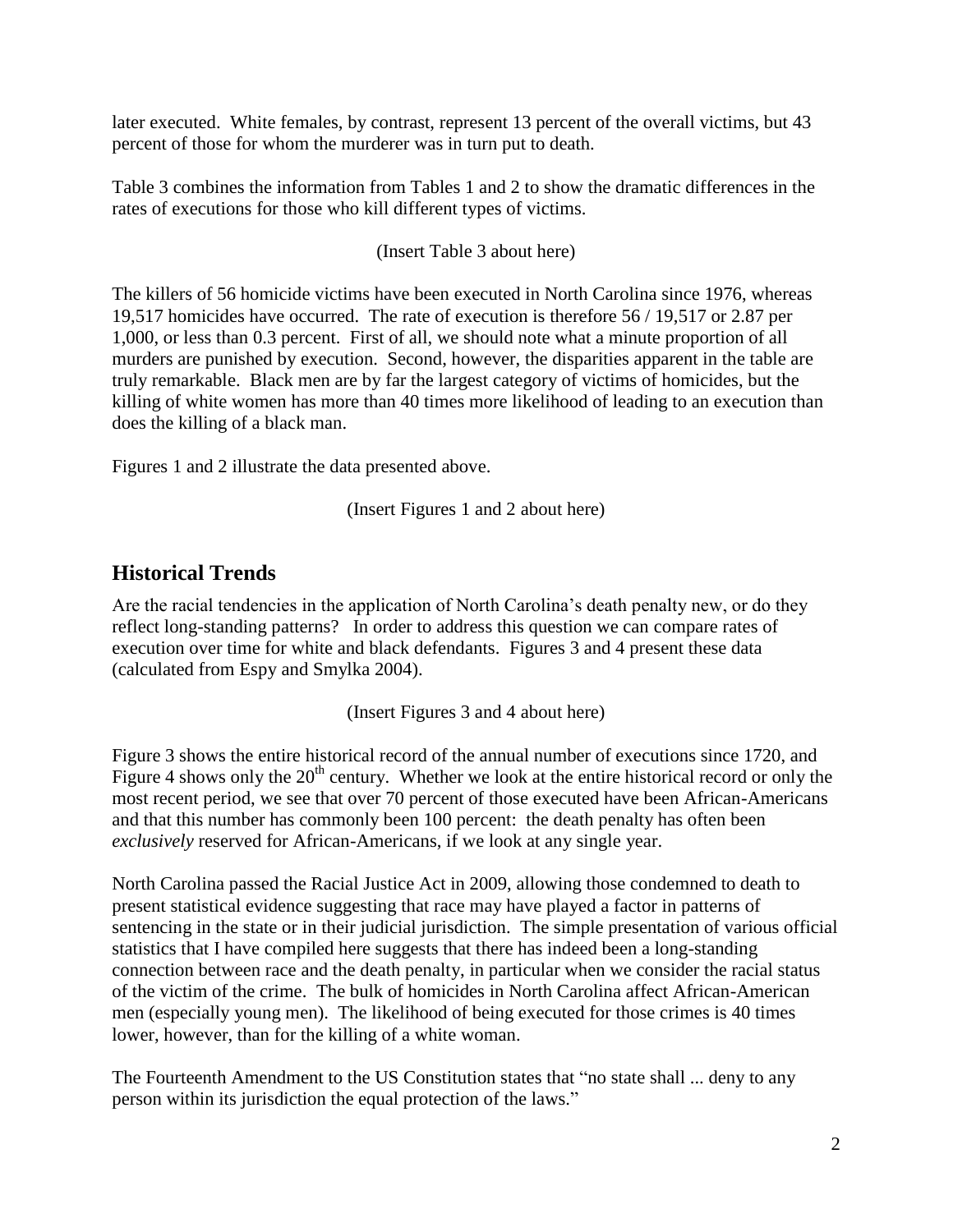later executed. White females, by contrast, represent 13 percent of the overall victims, but 43 percent of those for whom the murderer was in turn put to death.

Table 3 combines the information from Tables 1 and 2 to show the dramatic differences in the rates of executions for those who kill different types of victims.

(Insert Table 3 about here)

The killers of 56 homicide victims have been executed in North Carolina since 1976, whereas 19,517 homicides have occurred. The rate of execution is therefore 56 / 19,517 or 2.87 per 1,000, or less than 0.3 percent. First of all, we should note what a minute proportion of all murders are punished by execution. Second, however, the disparities apparent in the table are truly remarkable. Black men are by far the largest category of victims of homicides, but the killing of white women has more than 40 times more likelihood of leading to an execution than does the killing of a black man.

Figures 1 and 2 illustrate the data presented above.

(Insert Figures 1 and 2 about here)

## Historical Trends

Are the racial tendencies in the application of North Carolina's death penalty new, or do they reflect long-standing patterns? In order to address this question we can compare rates of execution over time for white and black defendants. Figures 3 and 4 present these data (calculated from Espy and Smylka 2004).

(Insert Figures 3 and 4 about here)

Figure 3 shows the entire historical record of the annual number of executions since 1720, and Figure 4 shows only the 20th century. Whether we look at the entire historical record or only the most recent period, we see that over 70 percent of those executed have been African-Americans and that this number has commonly been 100 percent: the death penalty has often been *exclusively* reserved for African-Americans, if we look at any single year.

North Carolina passed the Racial Justice Act in 2009, allowing those condemned to death to present statistical evidence suggesting that race may have played a factor in patterns of sentencing in the state or in their judicial jurisdiction. The simple presentation of various official statistics that I have compiled here suggests that there has indeed been a long-standing connection between race and the death penalty, in particular when we consider the racial status of the victim of the crime. The bulk of homicides in North Carolina affect African-American men (especially young men). The likelihood of being executed for those crimes is 40 times lower, however, than for the killing of a white woman.

The Fourteenth Amendment to the US Constitution states that "no state shall ... deny to any person within its jurisdiction the equal protection of the laws."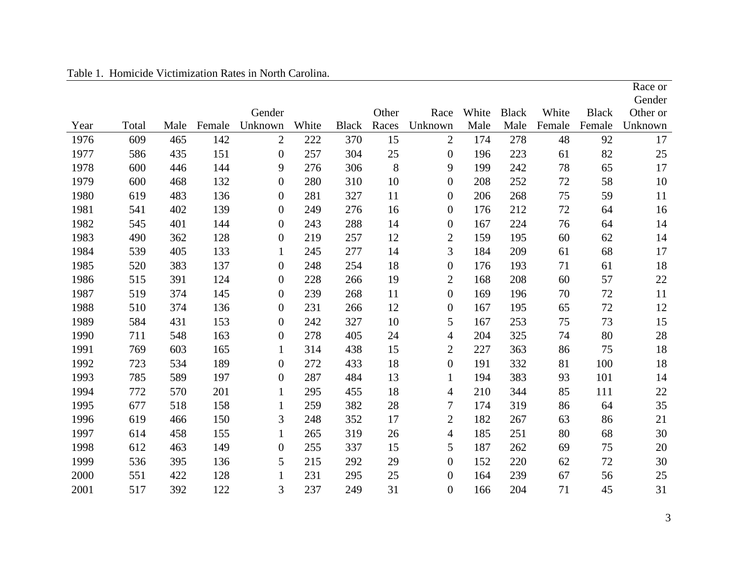Table 1. Homicide Victimization Rates in North Carolina.

| Year | Total | Male | Female | Gender Unknown | White | Black | Other Races | Race Unknown | White Male | Black Male | White Female | Black Female | Race or Gender Other or Unknown |
|---|---|---|---|---|---|---|---|---|---|---|---|---|---|
| 1976 | 609 | 465 | 142 | 2 | 222 | 370 | 15 | 2 | 174 | 278 | 48 | 92 | 17 |
| 1977 | 586 | 435 | 151 | 0 | 257 | 304 | 25 | 0 | 196 | 223 | 61 | 82 | 25 |
| 1978 | 600 | 446 | 144 | 9 | 276 | 306 | 8 | 9 | 199 | 242 | 78 | 65 | 17 |
| 1979 | 600 | 468 | 132 | 0 | 280 | 310 | 10 | 0 | 208 | 252 | 72 | 58 | 10 |
| 1980 | 619 | 483 | 136 | 0 | 281 | 327 | 11 | 0 | 206 | 268 | 75 | 59 | 11 |
| 1981 | 541 | 402 | 139 | 0 | 249 | 276 | 16 | 0 | 176 | 212 | 72 | 64 | 16 |
| 1982 | 545 | 401 | 144 | 0 | 243 | 288 | 14 | 0 | 167 | 224 | 76 | 64 | 14 |
| 1983 | 490 | 362 | 128 | 0 | 219 | 257 | 12 | 2 | 159 | 195 | 60 | 62 | 14 |
| 1984 | 539 | 405 | 133 | 1 | 245 | 277 | 14 | 3 | 184 | 209 | 61 | 68 | 17 |
| 1985 | 520 | 383 | 137 | 0 | 248 | 254 | 18 | 0 | 176 | 193 | 71 | 61 | 18 |
| 1986 | 515 | 391 | 124 | 0 | 228 | 266 | 19 | 2 | 168 | 208 | 60 | 57 | 22 |
| 1987 | 519 | 374 | 145 | 0 | 239 | 268 | 11 | 0 | 169 | 196 | 70 | 72 | 11 |
| 1988 | 510 | 374 | 136 | 0 | 231 | 266 | 12 | 0 | 167 | 195 | 65 | 72 | 12 |
| 1989 | 584 | 431 | 153 | 0 | 242 | 327 | 10 | 5 | 167 | 253 | 75 | 73 | 15 |
| 1990 | 711 | 548 | 163 | 0 | 278 | 405 | 24 | 4 | 204 | 325 | 74 | 80 | 28 |
| 1991 | 769 | 603 | 165 | 1 | 314 | 438 | 15 | 2 | 227 | 363 | 86 | 75 | 18 |
| 1992 | 723 | 534 | 189 | 0 | 272 | 433 | 18 | 0 | 191 | 332 | 81 | 100 | 18 |
| 1993 | 785 | 589 | 197 | 0 | 287 | 484 | 13 | 1 | 194 | 383 | 93 | 101 | 14 |
| 1994 | 772 | 570 | 201 | 1 | 295 | 455 | 18 | 4 | 210 | 344 | 85 | 111 | 22 |
| 1995 | 677 | 518 | 158 | 1 | 259 | 382 | 28 | 7 | 174 | 319 | 86 | 64 | 35 |
| 1996 | 619 | 466 | 150 | 3 | 248 | 352 | 17 | 2 | 182 | 267 | 63 | 86 | 21 |
| 1997 | 614 | 458 | 155 | 1 | 265 | 319 | 26 | 4 | 185 | 251 | 80 | 68 | 30 |
| 1998 | 612 | 463 | 149 | 0 | 255 | 337 | 15 | 5 | 187 | 262 | 69 | 75 | 20 |
| 1999 | 536 | 395 | 136 | 5 | 215 | 292 | 29 | 0 | 152 | 220 | 62 | 72 | 30 |
| 2000 | 551 | 422 | 128 | 1 | 231 | 295 | 25 | 0 | 164 | 239 | 67 | 56 | 25 |
| 2001 | 517 | 392 | 122 | 3 | 237 | 249 | 31 | 0 | 166 | 204 | 71 | 45 | 31 |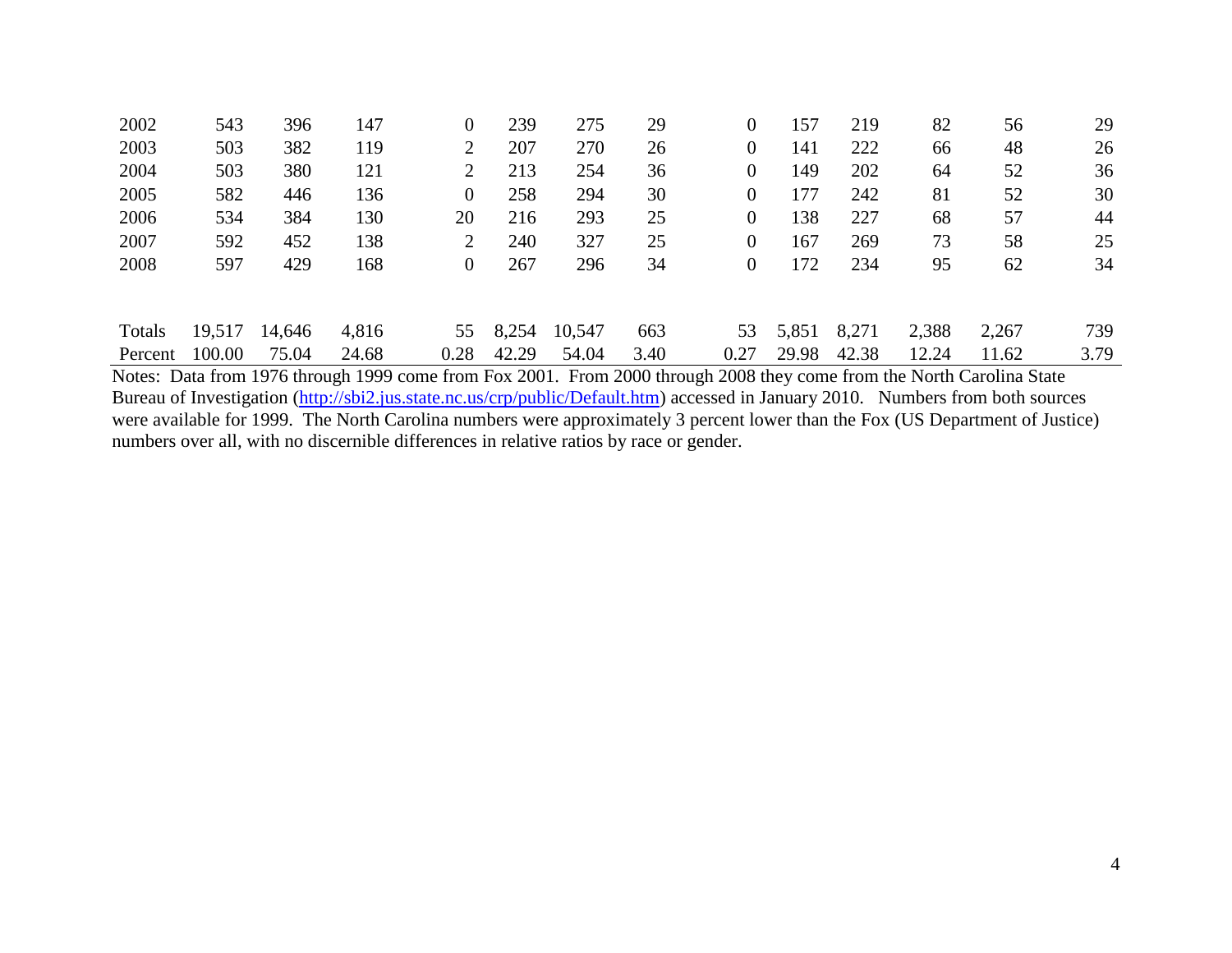| | | | | | | | | | | | | | | |
|---|---|---|---|---|---|---|---|---|---|---|---|---|---|---|
| 2002 | 543 | 396 | 147 | 0 | 239 | 275 | 29 | 0 | 157 | 219 | 82 | 56 | 29 |
| 2003 | 503 | 382 | 119 | 2 | 207 | 270 | 26 | 0 | 141 | 222 | 66 | 48 | 26 |
| 2004 | 503 | 380 | 121 | 2 | 213 | 254 | 36 | 0 | 149 | 202 | 64 | 52 | 36 |
| 2005 | 582 | 446 | 136 | 0 | 258 | 294 | 30 | 0 | 177 | 242 | 81 | 52 | 30 |
| 2006 | 534 | 384 | 130 | 20 | 216 | 293 | 25 | 0 | 138 | 227 | 68 | 57 | 44 |
| 2007 | 592 | 452 | 138 | 2 | 240 | 327 | 25 | 0 | 167 | 269 | 73 | 58 | 25 |
| 2008 | 597 | 429 | 168 | 0 | 267 | 296 | 34 | 0 | 172 | 234 | 95 | 62 | 34 |
| | | | | | | | | | | | | | |
| Totals | 19,517 | 14,646 | 4,816 | 55 | 8,254 | 10,547 | 663 | 53 | 5,851 | 8,271 | 2,388 | 2,267 | 739 |
| Percent | 100.00 | 75.04 | 24.68 | 0.28 | 42.29 | 54.04 | 3.40 | 0.27 | 29.98 | 42.38 | 12.24 | 11.62 | 3.79 |

Notes: Data from 1976 through 1999 come from Fox 2001. From 2000 through 2008 they come from the North Carolina State Bureau of Investigation (http://sbi2.jus.state.nc.us/crp/public/Default.htm) accessed in January 2010. Numbers from both sources were available for 1999. The North Carolina numbers were approximately 3 percent lower than the Fox (US Department of Justice) numbers over all, with no discernible differences in relative ratios by race or gender.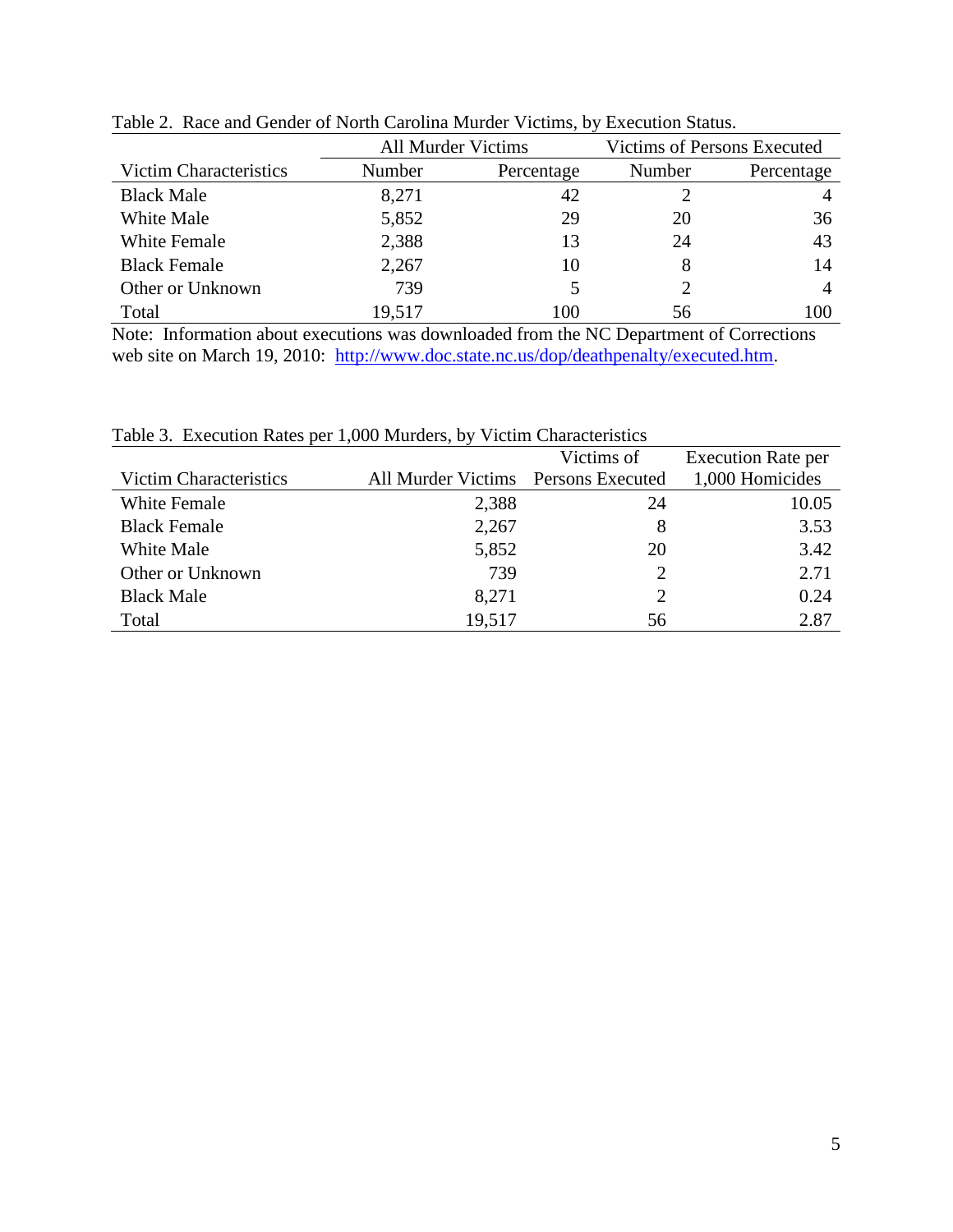Table 2. Race and Gender of North Carolina Murder Victims, by Execution Status.

| | All Murder Victims | | Victims of Persons Executed | |
|---|---|---|---|---|
| Victim Characteristics | Number | Percentage | Number | Percentage |
| Black Male | 8,271 | 42 | 2 | 4 |
| White Male | 5,852 | 29 | 20 | 36 |
| White Female | 2,388 | 13 | 24 | 43 |
| Black Female | 2,267 | 10 | 8 | 14 |
| Other or Unknown | 739 | 5 | 2 | 4 |
| Total | 19,517 | 100 | 56 | 100 |

Note: Information about executions was downloaded from the NC Department of Corrections web site on March 19, 2010: http://www.doc.state.nc.us/dop/deathpenalty/executed.htm.

Table 3. Execution Rates per 1,000 Murders, by Victim Characteristics

| Victim Characteristics | All Murder Victims | Victims of Persons Executed | Execution Rate per 1,000 Homicides |
|---|---|---|---|
| White Female | 2,388 | 24 | 10.05 |
| Black Female | 2,267 | 8 | 3.53 |
| White Male | 5,852 | 20 | 3.42 |
| Other or Unknown | 739 | 2 | 2.71 |
| Black Male | 8,271 | 2 | 0.24 |
| Total | 19,517 | 56 | 2.87 |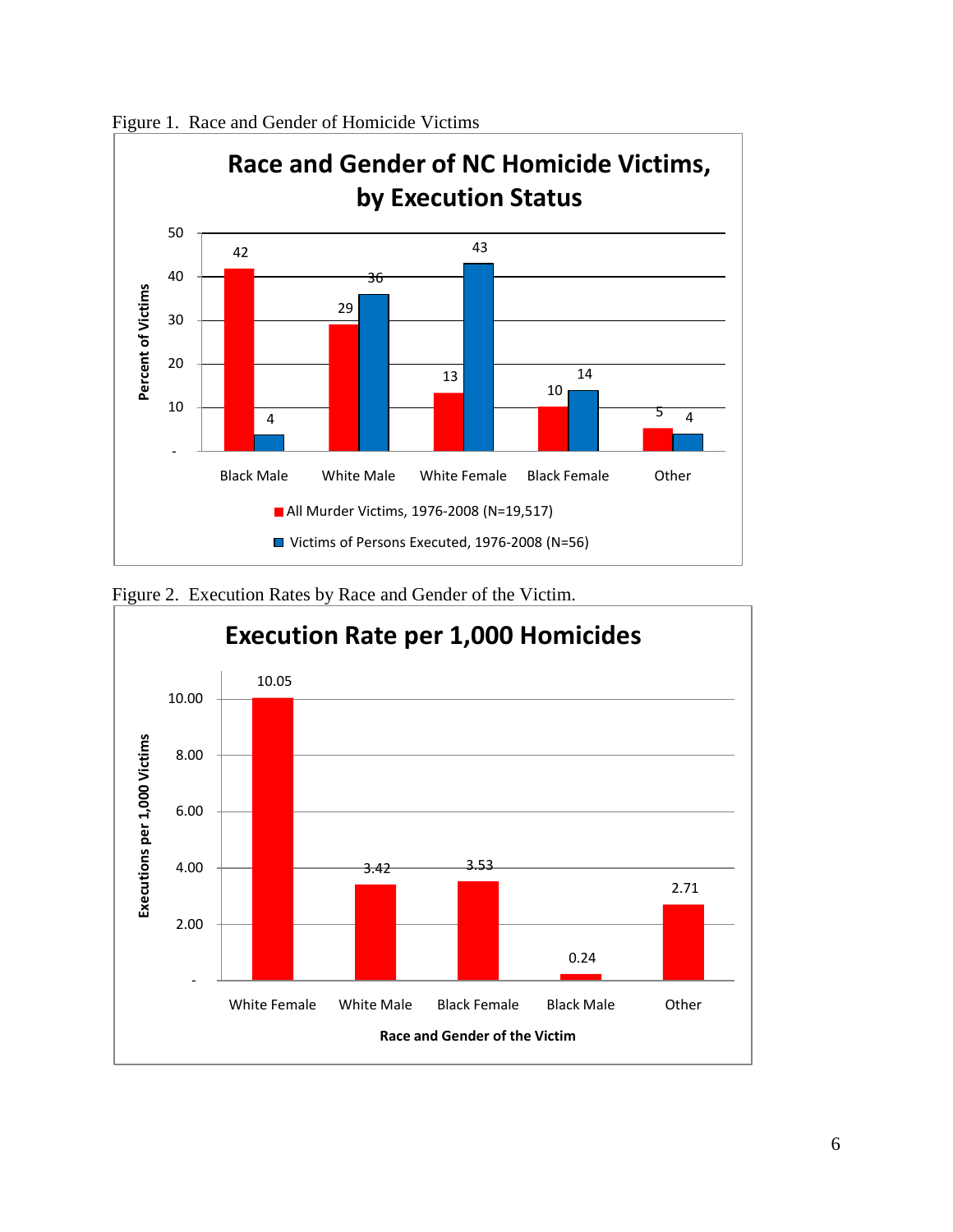Figure 1. Race and Gender of Homicide Victims

Race and Gender of NC Homicide Victims, by Execution Status

Percent of Victims

50
40
30
20
10
-

42
4
29
36
13
43
10
14
5
4

Black Male
White Male
White Female
Black Female
Other

All Murder Victims, 1976-2008 (N=19,517)

Victims of Persons Executed, 1976-2008 (N=56)

Figure 2. Execution Rates by Race and Gender of the Victim.

Execution Rate per 1,000 Homicides

Executions per 1,000 Victims

10.00
8.00
6.00
4.00
2.00
-

10.05
3.42
3.53
0.24
2.71

White Female
White Male
Black Female
Black Male
Other

Race and Gender of the Victim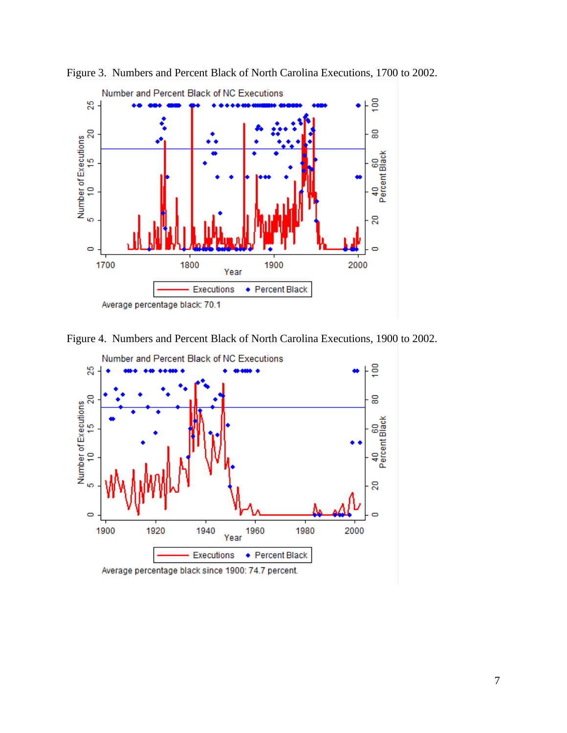Figure 3. Numbers and Percent Black of North Carolina Executions, 1700 to 2002.

Number and Percent Black of NC Executions

Number of Executions

0
5
10
15
20
25

Percent Black

0
20
40
60
80
100

1700
1800
1900
2000

Year

Executions
Percent Black

Average percentage black: 70.1

Figure 4. Numbers and Percent Black of North Carolina Executions, 1900 to 2002.

Number and Percent Black of NC Executions

Number of Executions

0
5
10
15
20
25

Percent Black

0
20
40
60
80
100

1900
1920
1940
1960
1980
2000

Year

Executions
Percent Black

Average percentage black since 1900: 74.7 percent.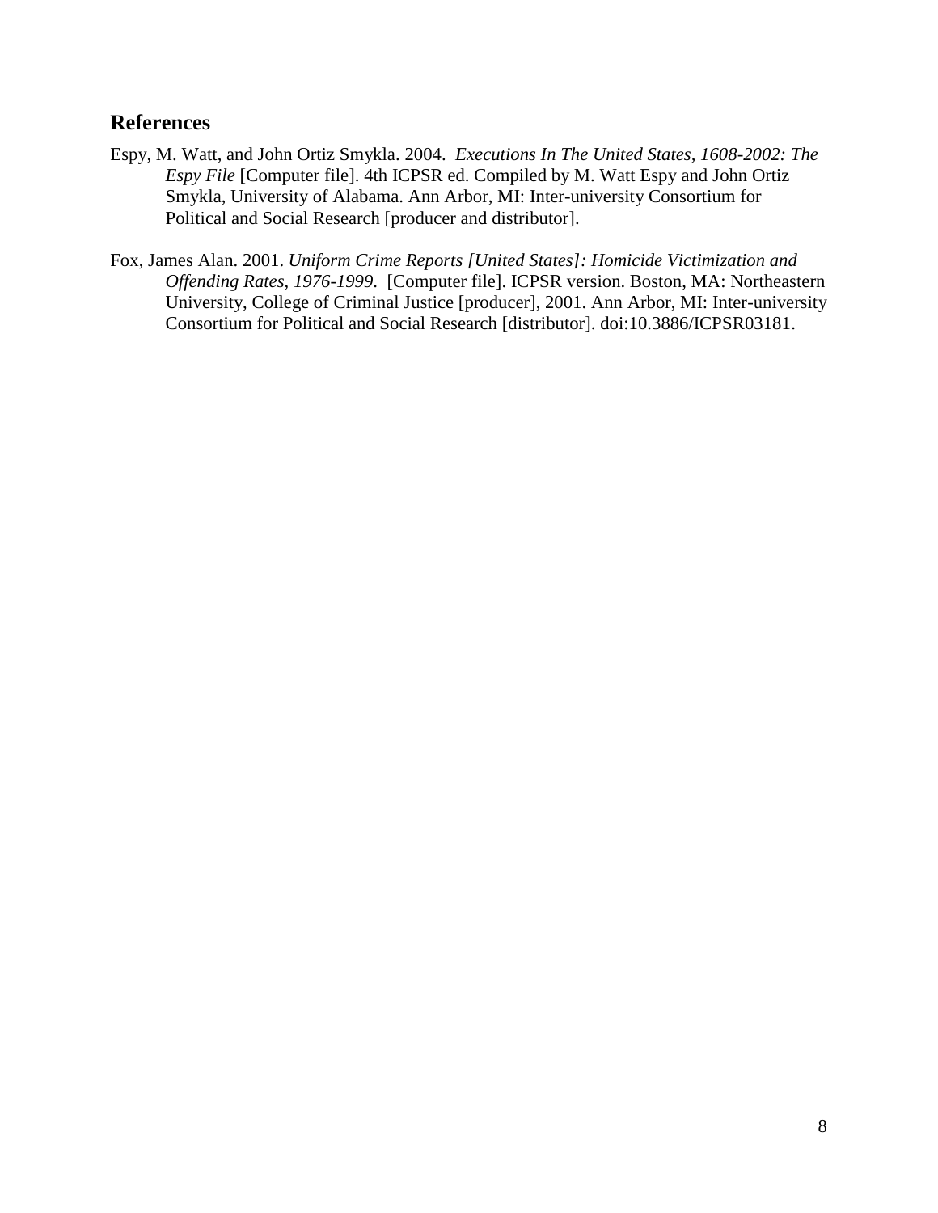## References

Espy, M. Watt, and John Ortiz Smykla. 2004. *Executions In The United States, 1608-2002: The Espy File* [Computer file]. 4th ICPSR ed. Compiled by M. Watt Espy and John Ortiz Smykla, University of Alabama. Ann Arbor, MI: Inter-university Consortium for Political and Social Research [producer and distributor].

Fox, James Alan. 2001. *Uniform Crime Reports [United States]: Homicide Victimization and Offending Rates, 1976-1999*. [Computer file]. ICPSR version. Boston, MA: Northeastern University, College of Criminal Justice [producer], 2001. Ann Arbor, MI: Inter-university Consortium for Political and Social Research [distributor]. doi:10.3886/ICPSR03181.